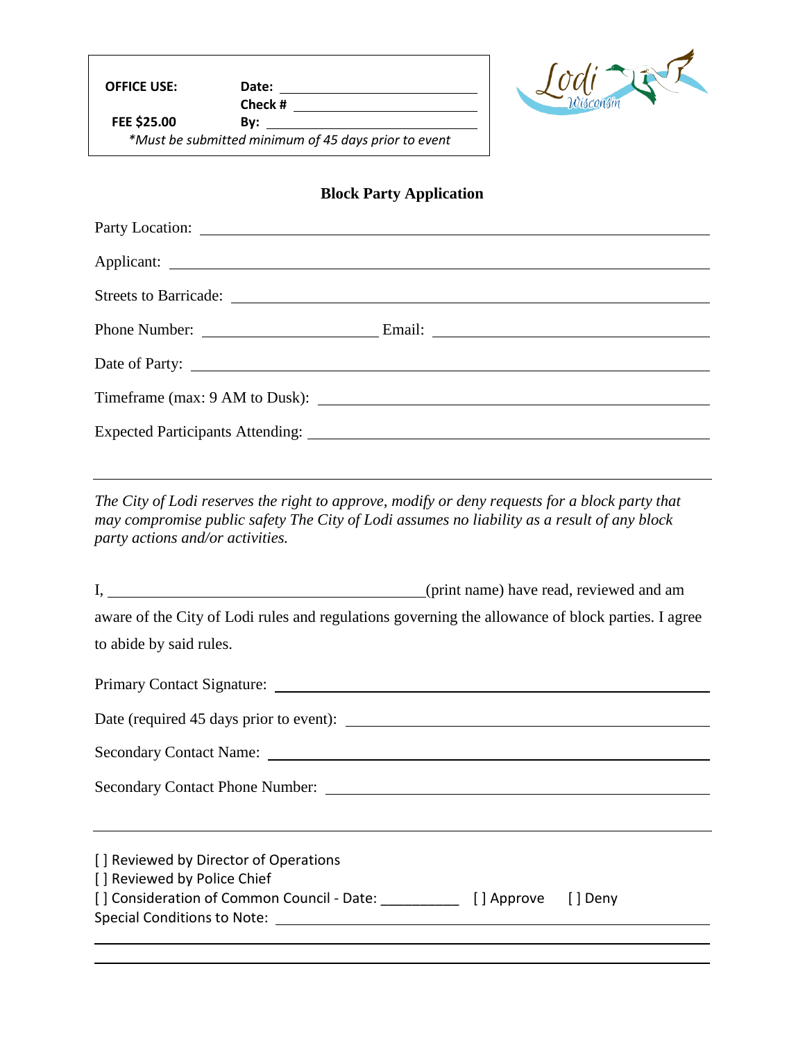**OFFICE USE:** **Date:** ____________________
**Check #** ____________________
**FEE $25.00** **By:** ____________________

*\*Must be submitted minimum of 45 days prior to event*

Lodi Wisconsin

## Block Party Application

Party Location: ____________________

Applicant: ____________________

Streets to Barricade: ____________________

Phone Number: ____________________ Email: ____________________

Date of Party: ____________________

Timeframe (max: 9 AM to Dusk): ____________________

Expected Participants Attending: ____________________

---

*The City of Lodi reserves the right to approve, modify or deny requests for a block party that may compromise public safety The City of Lodi assumes no liability as a result of any block party actions and/or activities.*

I, ____________________(print name) have read, reviewed and am aware of the City of Lodi rules and regulations governing the allowance of block parties. I agree to abide by said rules.

Primary Contact Signature: ____________________

Date (required 45 days prior to event): ____________________

Secondary Contact Name: ____________________

Secondary Contact Phone Number: ____________________

---

[ ] Reviewed by Director of Operations
[ ] Reviewed by Police Chief
[ ] Consideration of Common Council - Date: __________ [ ] Approve [ ] Deny
Special Conditions to Note: ____________________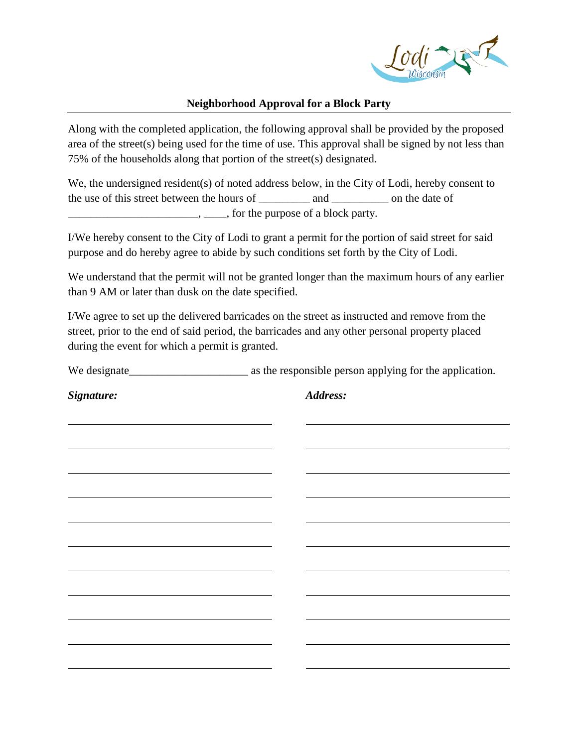**Neighborhood Approval for a Block Party**

Along with the completed application, the following approval shall be provided by the proposed area of the street(s) being used for the time of use. This approval shall be signed by not less than 75% of the households along that portion of the street(s) designated.

We, the undersigned resident(s) of noted address below, in the City of Lodi, hereby consent to the use of this street between the hours of _________ and __________ on the date of _______________________, ____, for the purpose of a block party.

I/We hereby consent to the City of Lodi to grant a permit for the portion of said street for said purpose and do hereby agree to abide by such conditions set forth by the City of Lodi.

We understand that the permit will not be granted longer than the maximum hours of any earlier than 9 AM or later than dusk on the date specified.

I/We agree to set up the delivered barricades on the street as instructed and remove from the street, prior to the end of said period, the barricades and any other personal property placed during the event for which a permit is granted.

We designate_____________________ as the responsible person applying for the application.

| ***Signature:*** | ***Address:*** |
| --- | --- |
| | |
| | |
| | |
| | |
| | |
| | |
| | |
| | |
| | |
| | |
| | |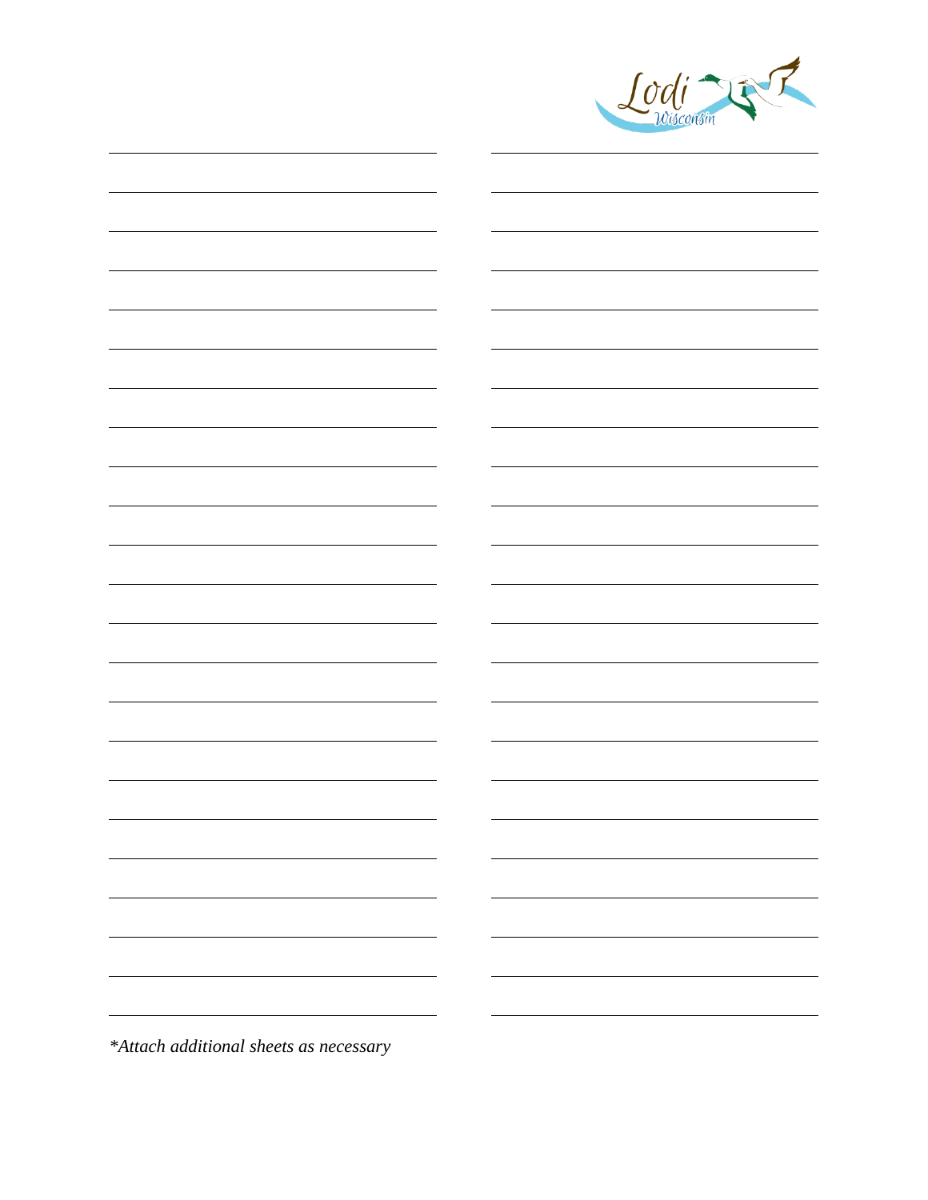*\*Attach additional sheets as necessary*

**Attach additional sheets as necessary*

*Attach additional sheets as necessary